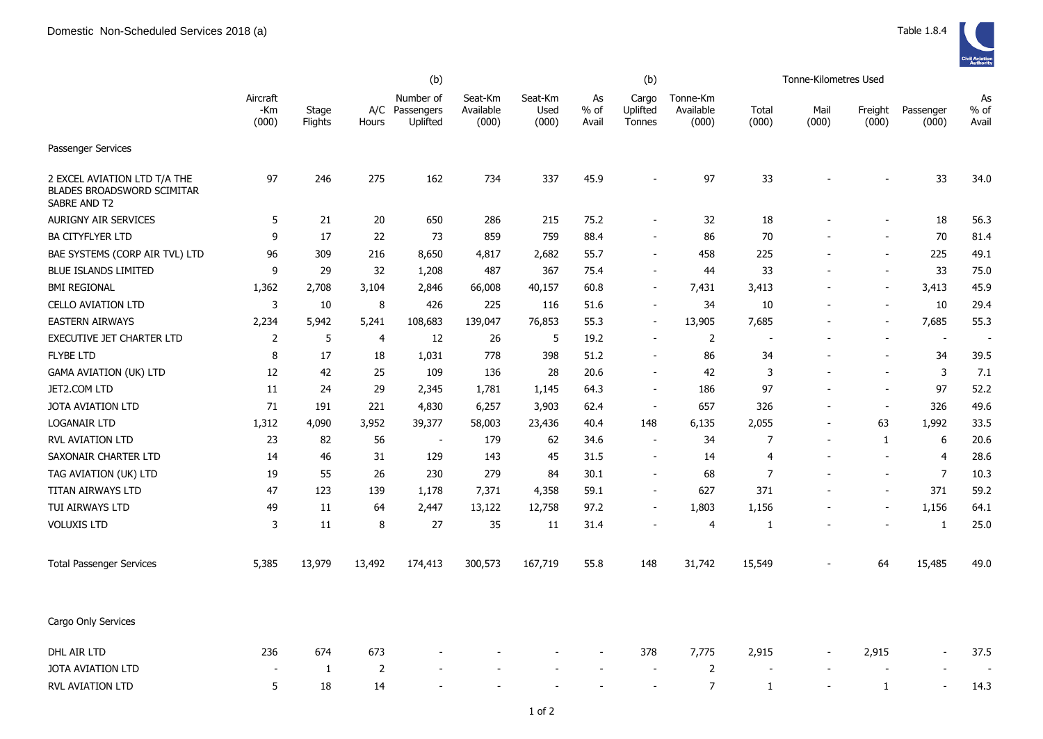Domestic Non-Scheduled Services 2018 (a)

Table 1.8.4

| | Aircraft -Km (000) | Stage Flights | A/C Hours | (b) Number of Passengers Uplifted | Seat-Km Available (000) | Seat-Km Used (000) | As % of Avail | (b) Cargo Uplifted Tonnes | Tonne-Km Available (000) | Tonne-Kilometres Used Total (000) | Mail (000) | Freight (000) | Passenger (000) | As % of Avail |
|---|---|---|---|---|---|---|---|---|---|---|---|---|---|---|
| **Passenger Services** | | | | | | | | | | | | | | |
| 2 EXCEL AVIATION LTD T/A THE BLADES BROADSWORD SCIMITAR SABRE AND T2 | 97 | 246 | 275 | 162 | 734 | 337 | 45.9 | - | 97 | 33 | - | - | 33 | 34.0 |
| AURIGNY AIR SERVICES | 5 | 21 | 20 | 650 | 286 | 215 | 75.2 | - | 32 | 18 | - | - | 18 | 56.3 |
| BA CITYFLYER LTD | 9 | 17 | 22 | 73 | 859 | 759 | 88.4 | - | 86 | 70 | - | - | 70 | 81.4 |
| BAE SYSTEMS (CORP AIR TVL) LTD | 96 | 309 | 216 | 8,650 | 4,817 | 2,682 | 55.7 | - | 458 | 225 | - | - | 225 | 49.1 |
| BLUE ISLANDS LIMITED | 9 | 29 | 32 | 1,208 | 487 | 367 | 75.4 | - | 44 | 33 | - | - | 33 | 75.0 |
| BMI REGIONAL | 1,362 | 2,708 | 3,104 | 2,846 | 66,008 | 40,157 | 60.8 | - | 7,431 | 3,413 | - | - | 3,413 | 45.9 |
| CELLO AVIATION LTD | 3 | 10 | 8 | 426 | 225 | 116 | 51.6 | - | 34 | 10 | - | - | 10 | 29.4 |
| EASTERN AIRWAYS | 2,234 | 5,942 | 5,241 | 108,683 | 139,047 | 76,853 | 55.3 | - | 13,905 | 7,685 | - | - | 7,685 | 55.3 |
| EXECUTIVE JET CHARTER LTD | 2 | 5 | 4 | 12 | 26 | 5 | 19.2 | - | 2 | - | - | - | - | - |
| FLYBE LTD | 8 | 17 | 18 | 1,031 | 778 | 398 | 51.2 | - | 86 | 34 | - | - | 34 | 39.5 |
| GAMA AVIATION (UK) LTD | 12 | 42 | 25 | 109 | 136 | 28 | 20.6 | - | 42 | 3 | - | - | 3 | 7.1 |
| JET2.COM LTD | 11 | 24 | 29 | 2,345 | 1,781 | 1,145 | 64.3 | - | 186 | 97 | - | - | 97 | 52.2 |
| JOTA AVIATION LTD | 71 | 191 | 221 | 4,830 | 6,257 | 3,903 | 62.4 | - | 657 | 326 | - | - | 326 | 49.6 |
| LOGANAIR LTD | 1,312 | 4,090 | 3,952 | 39,377 | 58,003 | 23,436 | 40.4 | 148 | 6,135 | 2,055 | - | 63 | 1,992 | 33.5 |
| RVL AVIATION LTD | 23 | 82 | 56 | - | 179 | 62 | 34.6 | - | 34 | 7 | - | 1 | 6 | 20.6 |
| SAXONAIR CHARTER LTD | 14 | 46 | 31 | 129 | 143 | 45 | 31.5 | - | 14 | 4 | - | - | 4 | 28.6 |
| TAG AVIATION (UK) LTD | 19 | 55 | 26 | 230 | 279 | 84 | 30.1 | - | 68 | 7 | - | - | 7 | 10.3 |
| TITAN AIRWAYS LTD | 47 | 123 | 139 | 1,178 | 7,371 | 4,358 | 59.1 | - | 627 | 371 | - | - | 371 | 59.2 |
| TUI AIRWAYS LTD | 49 | 11 | 64 | 2,447 | 13,122 | 12,758 | 97.2 | - | 1,803 | 1,156 | - | - | 1,156 | 64.1 |
| VOLUXIS LTD | 3 | 11 | 8 | 27 | 35 | 11 | 31.4 | - | 4 | 1 | - | - | 1 | 25.0 |
| Total Passenger Services | 5,385 | 13,979 | 13,492 | 174,413 | 300,573 | 167,719 | 55.8 | 148 | 31,742 | 15,549 | - | 64 | 15,485 | 49.0 |
| **Cargo Only Services** | | | | | | | | | | | | | | |
| DHL AIR LTD | 236 | 674 | 673 | - | - | - | - | 378 | 7,775 | 2,915 | - | 2,915 | - | 37.5 |
| JOTA AVIATION LTD | - | 1 | 2 | - | - | - | - | - | 2 | - | - | - | - | - |
| RVL AVIATION LTD | 5 | 18 | 14 | - | - | - | - | - | 7 | 1 | - | 1 | - | 14.3 |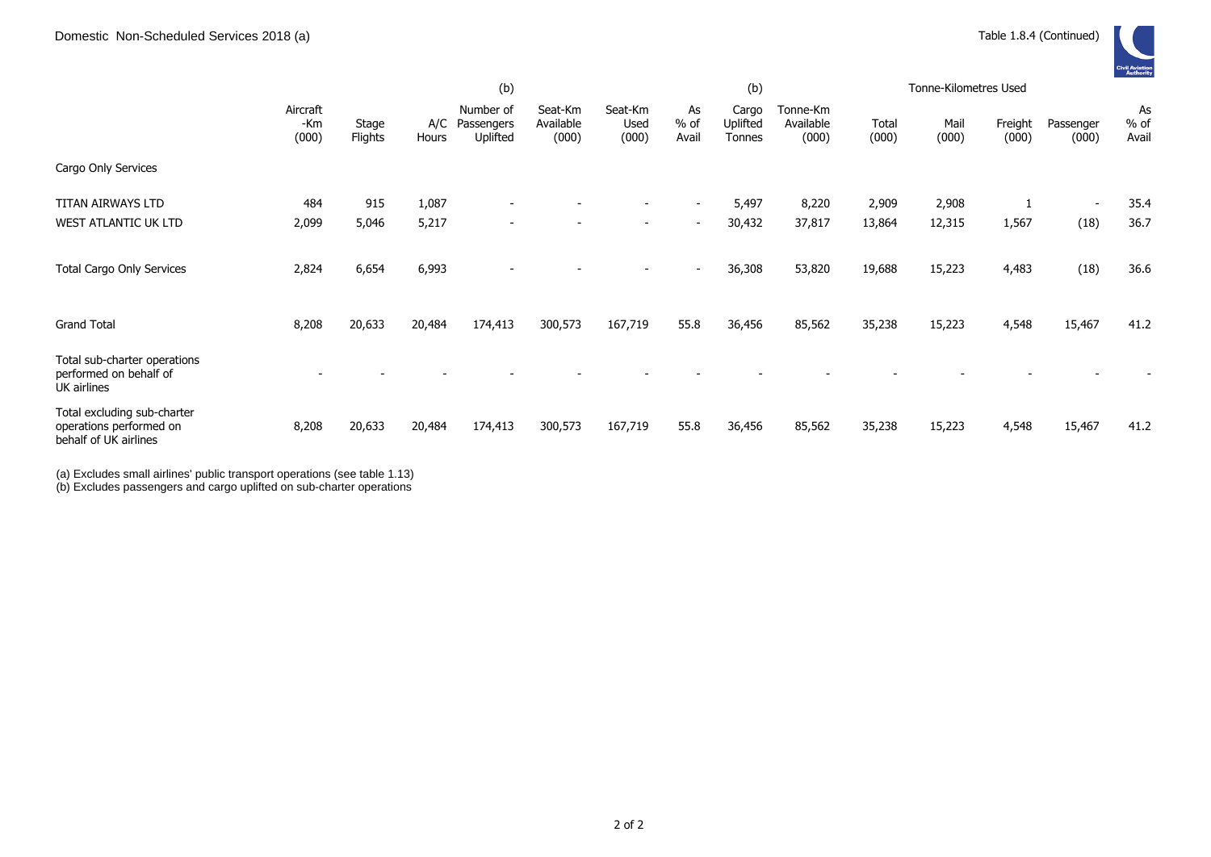Domestic Non-Scheduled Services 2018 (a)

Table 1.8.4 (Continued)

| | Aircraft -Km (000) | Stage Flights | A/C Hours | (b) Number of Passengers Uplifted | Seat-Km Available (000) | Seat-Km Used (000) | As % of Avail | (b) Cargo Uplifted Tonnes | Tonne-Km Available (000) | Tonne-Kilometres Used Total (000) | Mail (000) | Freight (000) | Passenger (000) | As % of Avail |
|---|---|---|---|---|---|---|---|---|---|---|---|---|---|---|
| Cargo Only Services | | | | | | | | | | | | | | |
| TITAN AIRWAYS LTD | 484 | 915 | 1,087 | - | - | - | - | 5,497 | 8,220 | 2,909 | 2,908 | 1 | - | 35.4 |
| WEST ATLANTIC UK LTD | 2,099 | 5,046 | 5,217 | - | - | - | - | 30,432 | 37,817 | 13,864 | 12,315 | 1,567 | (18) | 36.7 |
| Total Cargo Only Services | 2,824 | 6,654 | 6,993 | - | - | - | - | 36,308 | 53,820 | 19,688 | 15,223 | 4,483 | (18) | 36.6 |
| Grand Total | 8,208 | 20,633 | 20,484 | 174,413 | 300,573 | 167,719 | 55.8 | 36,456 | 85,562 | 35,238 | 15,223 | 4,548 | 15,467 | 41.2 |
| Total sub-charter operations performed on behalf of UK airlines | - | - | - | - | - | - | - | - | - | - | - | - | - | - |
| Total excluding sub-charter operations performed on behalf of UK airlines | 8,208 | 20,633 | 20,484 | 174,413 | 300,573 | 167,719 | 55.8 | 36,456 | 85,562 | 35,238 | 15,223 | 4,548 | 15,467 | 41.2 |

(a) Excludes small airlines' public transport operations (see table 1.13)
(b) Excludes passengers and cargo uplifted on sub-charter operations